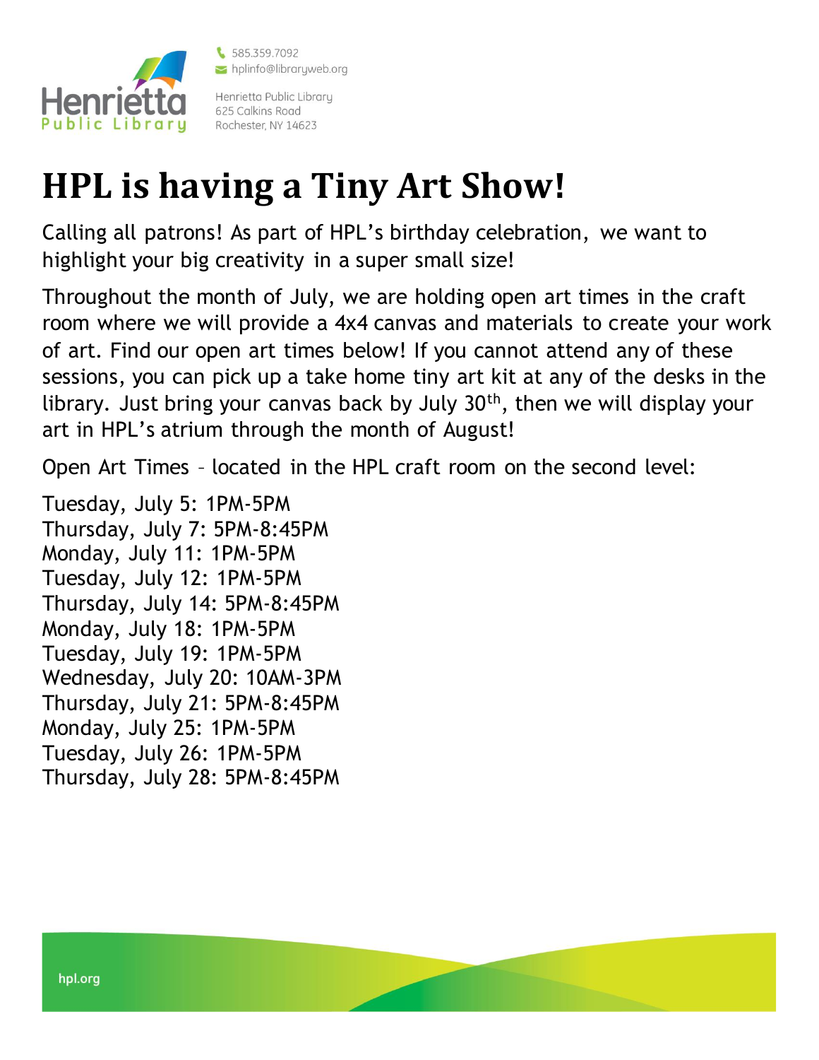Henrietta Public Library

585.359.7092
hplinfo@libraryweb.org

Henrietta Public Library
625 Calkins Road
Rochester, NY 14623

# HPL is having a Tiny Art Show!

Calling all patrons! As part of HPL's birthday celebration, we want to highlight your big creativity in a super small size!

Throughout the month of July, we are holding open art times in the craft room where we will provide a 4x4 canvas and materials to create your work of art. Find our open art times below! If you cannot attend any of these sessions, you can pick up a take home tiny art kit at any of the desks in the library. Just bring your canvas back by July 30th, then we will display your art in HPL's atrium through the month of August!

Open Art Times – located in the HPL craft room on the second level:

Tuesday, July 5: 1PM-5PM
Thursday, July 7: 5PM-8:45PM
Monday, July 11: 1PM-5PM
Tuesday, July 12: 1PM-5PM
Thursday, July 14: 5PM-8:45PM
Monday, July 18: 1PM-5PM
Tuesday, July 19: 1PM-5PM
Wednesday, July 20: 10AM-3PM
Thursday, July 21: 5PM-8:45PM
Monday, July 25: 1PM-5PM
Tuesday, July 26: 1PM-5PM
Thursday, July 28: 5PM-8:45PM

hpl.org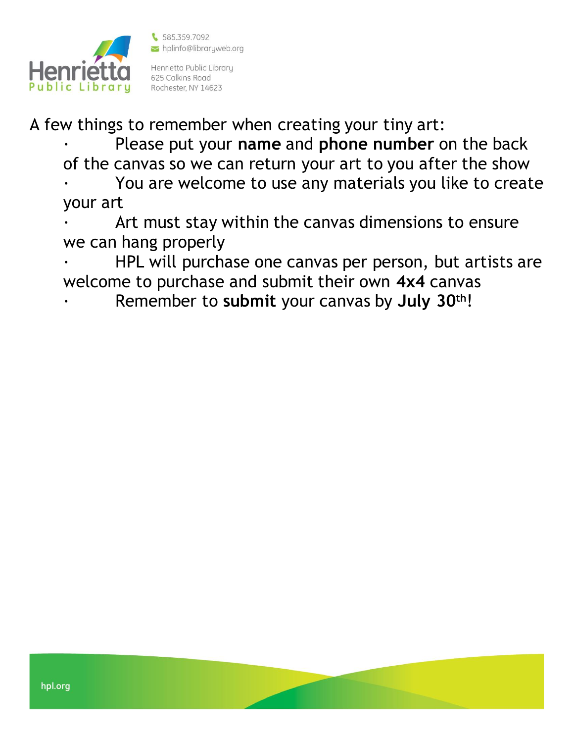585.359.7092
hplinfo@libraryweb.org

Henrietta Public Library
625 Calkins Road
Rochester, NY 14623

A few things to remember when creating your tiny art:

- Please put your **name** and **phone number** on the back of the canvas so we can return your art to you after the show
- You are welcome to use any materials you like to create your art
- Art must stay within the canvas dimensions to ensure we can hang properly
- HPL will purchase one canvas per person, but artists are welcome to purchase and submit their own **4x4** canvas
- Remember to **submit** your canvas by **July 30th**!

hpl.org